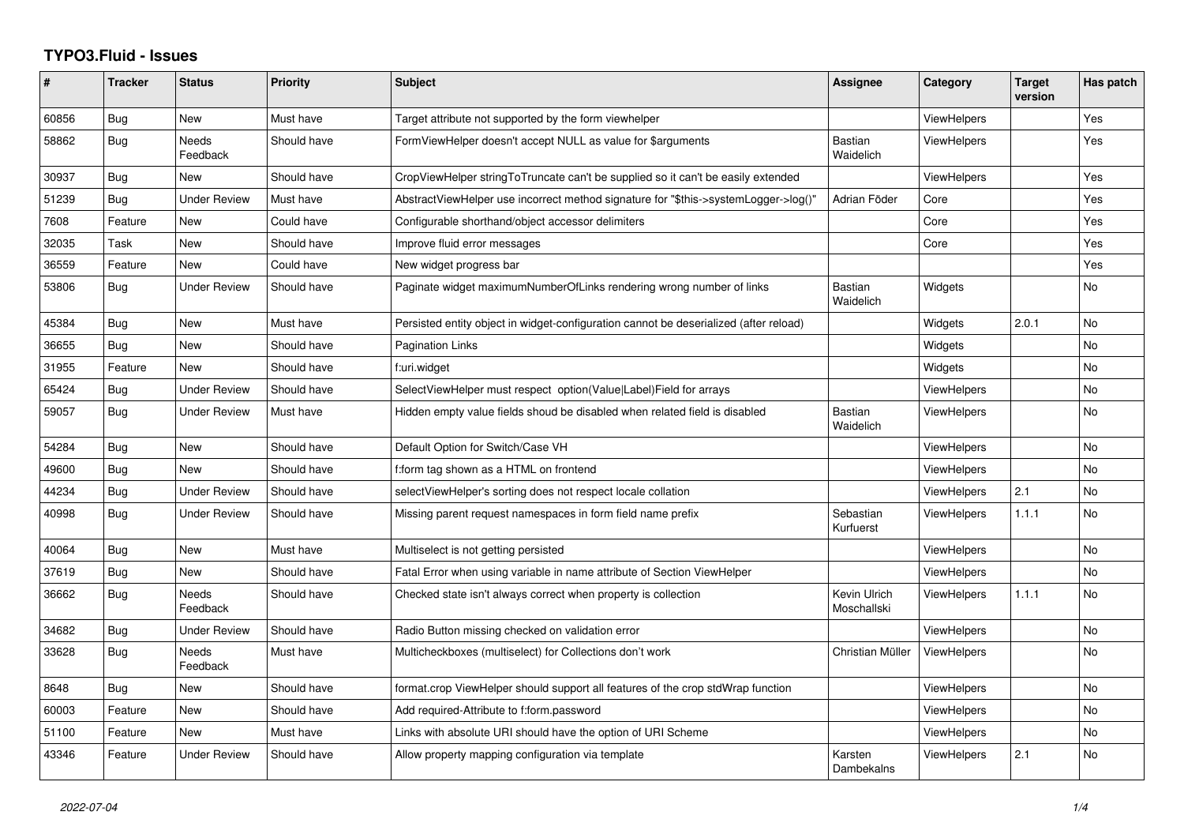# TYPO3.Fluid - Issues

| # | Tracker | Status | Priority | Subject | Assignee | Category | Target version | Has patch |
|---|---|---|---|---|---|---|---|---|
| 60856 | Bug | New | Must have | Target attribute not supported by the form viewhelper | | ViewHelpers | | Yes |
| 58862 | Bug | Needs Feedback | Should have | FormViewHelper doesn't accept NULL as value for $arguments | Bastian Waidelich | ViewHelpers | | Yes |
| 30937 | Bug | New | Should have | CropViewHelper stringToTruncate can't be supplied so it can't be easily extended | | ViewHelpers | | Yes |
| 51239 | Bug | Under Review | Must have | AbstractViewHelper use incorrect method signature for "$this->systemLogger->log()" | Adrian Föder | Core | | Yes |
| 7608 | Feature | New | Could have | Configurable shorthand/object accessor delimiters | | Core | | Yes |
| 32035 | Task | New | Should have | Improve fluid error messages | | Core | | Yes |
| 36559 | Feature | New | Could have | New widget progress bar | | | | Yes |
| 53806 | Bug | Under Review | Should have | Paginate widget maximumNumberOfLinks rendering wrong number of links | Bastian Waidelich | Widgets | | No |
| 45384 | Bug | New | Must have | Persisted entity object in widget-configuration cannot be deserialized (after reload) | | Widgets | 2.0.1 | No |
| 36655 | Bug | New | Should have | Pagination Links | | Widgets | | No |
| 31955 | Feature | New | Should have | f:uri.widget | | Widgets | | No |
| 65424 | Bug | Under Review | Should have | SelectViewHelper must respect option(Value\|Label)Field for arrays | | ViewHelpers | | No |
| 59057 | Bug | Under Review | Must have | Hidden empty value fields shoud be disabled when related field is disabled | Bastian Waidelich | ViewHelpers | | No |
| 54284 | Bug | New | Should have | Default Option for Switch/Case VH | | ViewHelpers | | No |
| 49600 | Bug | New | Should have | f:form tag shown as a HTML on frontend | | ViewHelpers | | No |
| 44234 | Bug | Under Review | Should have | selectViewHelper's sorting does not respect locale collation | | ViewHelpers | 2.1 | No |
| 40998 | Bug | Under Review | Should have | Missing parent request namespaces in form field name prefix | Sebastian Kurfuerst | ViewHelpers | 1.1.1 | No |
| 40064 | Bug | New | Must have | Multiselect is not getting persisted | | ViewHelpers | | No |
| 37619 | Bug | New | Should have | Fatal Error when using variable in name attribute of Section ViewHelper | | ViewHelpers | | No |
| 36662 | Bug | Needs Feedback | Should have | Checked state isn't always correct when property is collection | Kevin Ulrich Moschallski | ViewHelpers | 1.1.1 | No |
| 34682 | Bug | Under Review | Should have | Radio Button missing checked on validation error | | ViewHelpers | | No |
| 33628 | Bug | Needs Feedback | Must have | Multicheckboxes (multiselect) for Collections don't work | Christian Müller | ViewHelpers | | No |
| 8648 | Bug | New | Should have | format.crop ViewHelper should support all features of the crop stdWrap function | | ViewHelpers | | No |
| 60003 | Feature | New | Should have | Add required-Attribute to f:form.password | | ViewHelpers | | No |
| 51100 | Feature | New | Must have | Links with absolute URI should have the option of URI Scheme | | ViewHelpers | | No |
| 43346 | Feature | Under Review | Should have | Allow property mapping configuration via template | Karsten Dambekalns | ViewHelpers | 2.1 | No |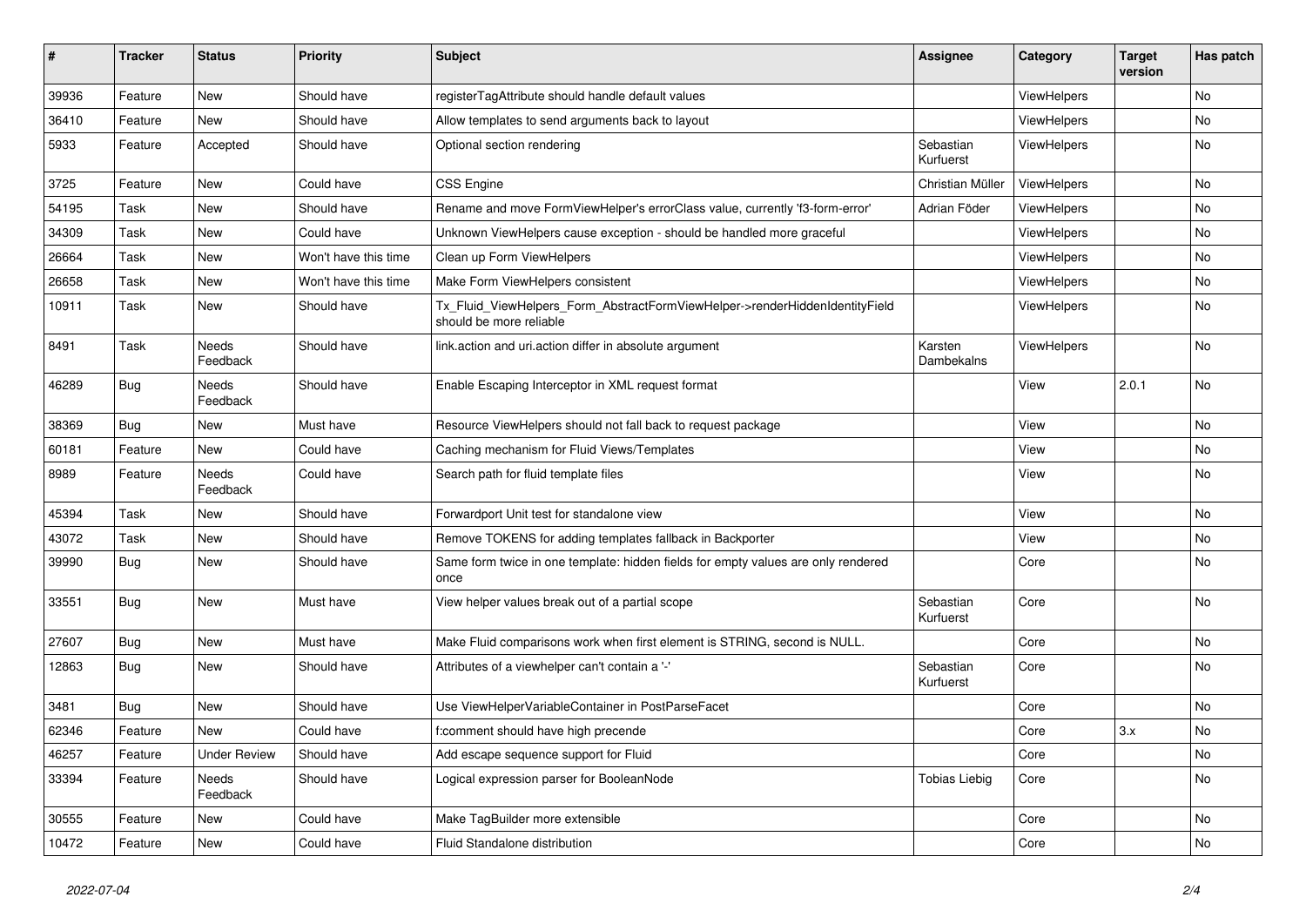| # | Tracker | Status | Priority | Subject | Assignee | Category | Target version | Has patch |
|---|---|---|---|---|---|---|---|---|
| 39936 | Feature | New | Should have | registerTagAttribute should handle default values | | ViewHelpers | | No |
| 36410 | Feature | New | Should have | Allow templates to send arguments back to layout | | ViewHelpers | | No |
| 5933 | Feature | Accepted | Should have | Optional section rendering | Sebastian Kurfuerst | ViewHelpers | | No |
| 3725 | Feature | New | Could have | CSS Engine | Christian Müller | ViewHelpers | | No |
| 54195 | Task | New | Should have | Rename and move FormViewHelper's errorClass value, currently 'f3-form-error' | Adrian Föder | ViewHelpers | | No |
| 34309 | Task | New | Could have | Unknown ViewHelpers cause exception - should be handled more graceful | | ViewHelpers | | No |
| 26664 | Task | New | Won't have this time | Clean up Form ViewHelpers | | ViewHelpers | | No |
| 26658 | Task | New | Won't have this time | Make Form ViewHelpers consistent | | ViewHelpers | | No |
| 10911 | Task | New | Should have | Tx_Fluid_ViewHelpers_Form_AbstractFormViewHelper->renderHiddenIdentityField should be more reliable | | ViewHelpers | | No |
| 8491 | Task | Needs Feedback | Should have | link.action and uri.action differ in absolute argument | Karsten Dambekalns | ViewHelpers | | No |
| 46289 | Bug | Needs Feedback | Should have | Enable Escaping Interceptor in XML request format | | View | 2.0.1 | No |
| 38369 | Bug | New | Must have | Resource ViewHelpers should not fall back to request package | | View | | No |
| 60181 | Feature | New | Could have | Caching mechanism for Fluid Views/Templates | | View | | No |
| 8989 | Feature | Needs Feedback | Could have | Search path for fluid template files | | View | | No |
| 45394 | Task | New | Should have | Forwardport Unit test for standalone view | | View | | No |
| 43072 | Task | New | Should have | Remove TOKENS for adding templates fallback in Backporter | | View | | No |
| 39990 | Bug | New | Should have | Same form twice in one template: hidden fields for empty values are only rendered once | | Core | | No |
| 33551 | Bug | New | Must have | View helper values break out of a partial scope | Sebastian Kurfuerst | Core | | No |
| 27607 | Bug | New | Must have | Make Fluid comparisons work when first element is STRING, second is NULL. | | Core | | No |
| 12863 | Bug | New | Should have | Attributes of a viewhelper can't contain a '-' | Sebastian Kurfuerst | Core | | No |
| 3481 | Bug | New | Should have | Use ViewHelperVariableContainer in PostParseFacet | | Core | | No |
| 62346 | Feature | New | Could have | f:comment should have high precende | | Core | 3.x | No |
| 46257 | Feature | Under Review | Should have | Add escape sequence support for Fluid | | Core | | No |
| 33394 | Feature | Needs Feedback | Should have | Logical expression parser for BooleanNode | Tobias Liebig | Core | | No |
| 30555 | Feature | New | Could have | Make TagBuilder more extensible | | Core | | No |
| 10472 | Feature | New | Could have | Fluid Standalone distribution | | Core | | No |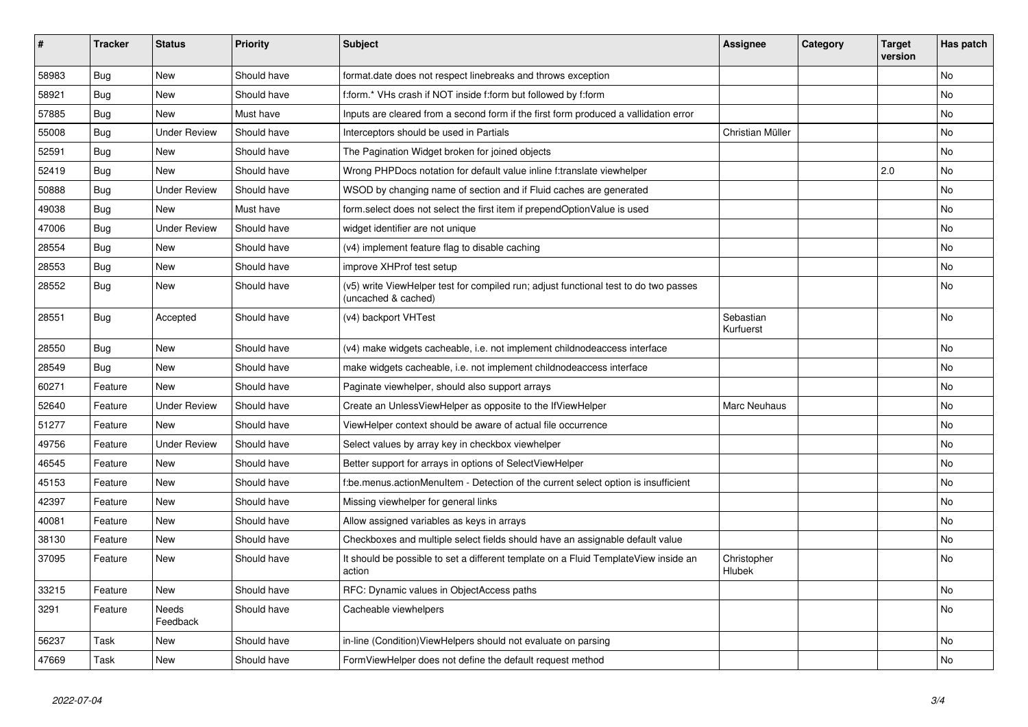| # | Tracker | Status | Priority | Subject | Assignee | Category | Target version | Has patch |
|---|---|---|---|---|---|---|---|---|
| 58983 | Bug | New | Should have | format.date does not respect linebreaks and throws exception | | | | No |
| 58921 | Bug | New | Should have | f:form.* VHs crash if NOT inside f:form but followed by f:form | | | | No |
| 57885 | Bug | New | Must have | Inputs are cleared from a second form if the first form produced a vallidation error | | | | No |
| 55008 | Bug | Under Review | Should have | Interceptors should be used in Partials | Christian Müller | | | No |
| 52591 | Bug | New | Should have | The Pagination Widget broken for joined objects | | | | No |
| 52419 | Bug | New | Should have | Wrong PHPDocs notation for default value inline f:translate viewhelper | | | 2.0 | No |
| 50888 | Bug | Under Review | Should have | WSOD by changing name of section and if Fluid caches are generated | | | | No |
| 49038 | Bug | New | Must have | form.select does not select the first item if prependOptionValue is used | | | | No |
| 47006 | Bug | Under Review | Should have | widget identifier are not unique | | | | No |
| 28554 | Bug | New | Should have | (v4) implement feature flag to disable caching | | | | No |
| 28553 | Bug | New | Should have | improve XHProf test setup | | | | No |
| 28552 | Bug | New | Should have | (v5) write ViewHelper test for compiled run; adjust functional test to do two passes (uncached & cached) | | | | No |
| 28551 | Bug | Accepted | Should have | (v4) backport VHTest | Sebastian Kurfuerst | | | No |
| 28550 | Bug | New | Should have | (v4) make widgets cacheable, i.e. not implement childnodeaccess interface | | | | No |
| 28549 | Bug | New | Should have | make widgets cacheable, i.e. not implement childnodeaccess interface | | | | No |
| 60271 | Feature | New | Should have | Paginate viewhelper, should also support arrays | | | | No |
| 52640 | Feature | Under Review | Should have | Create an UnlessViewHelper as opposite to the IfViewHelper | Marc Neuhaus | | | No |
| 51277 | Feature | New | Should have | ViewHelper context should be aware of actual file occurrence | | | | No |
| 49756 | Feature | Under Review | Should have | Select values by array key in checkbox viewhelper | | | | No |
| 46545 | Feature | New | Should have | Better support for arrays in options of SelectViewHelper | | | | No |
| 45153 | Feature | New | Should have | f:be.menus.actionMenuItem - Detection of the current select option is insufficient | | | | No |
| 42397 | Feature | New | Should have | Missing viewhelper for general links | | | | No |
| 40081 | Feature | New | Should have | Allow assigned variables as keys in arrays | | | | No |
| 38130 | Feature | New | Should have | Checkboxes and multiple select fields should have an assignable default value | | | | No |
| 37095 | Feature | New | Should have | It should be possible to set a different template on a Fluid TemplateView inside an action | Christopher Hlubek | | | No |
| 33215 | Feature | New | Should have | RFC: Dynamic values in ObjectAccess paths | | | | No |
| 3291 | Feature | Needs Feedback | Should have | Cacheable viewhelpers | | | | No |
| 56237 | Task | New | Should have | in-line (Condition)ViewHelpers should not evaluate on parsing | | | | No |
| 47669 | Task | New | Should have | FormViewHelper does not define the default request method | | | | No |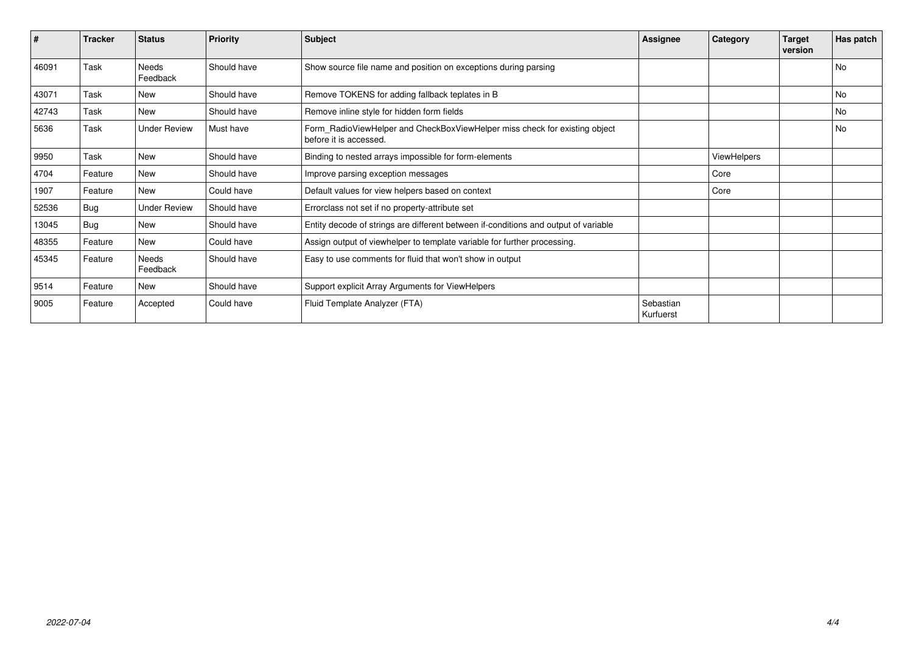| # | Tracker | Status | Priority | Subject | Assignee | Category | Target version | Has patch |
|---|---|---|---|---|---|---|---|---|
| 46091 | Task | Needs Feedback | Should have | Show source file name and position on exceptions during parsing | | | | No |
| 43071 | Task | New | Should have | Remove TOKENS for adding fallback teplates in B | | | | No |
| 42743 | Task | New | Should have | Remove inline style for hidden form fields | | | | No |
| 5636 | Task | Under Review | Must have | Form_RadioViewHelper and CheckBoxViewHelper miss check for existing object before it is accessed. | | | | No |
| 9950 | Task | New | Should have | Binding to nested arrays impossible for form-elements | | ViewHelpers | | |
| 4704 | Feature | New | Should have | Improve parsing exception messages | | Core | | |
| 1907 | Feature | New | Could have | Default values for view helpers based on context | | Core | | |
| 52536 | Bug | Under Review | Should have | Errorclass not set if no property-attribute set | | | | |
| 13045 | Bug | New | Should have | Entity decode of strings are different between if-conditions and output of variable | | | | |
| 48355 | Feature | New | Could have | Assign output of viewhelper to template variable for further processing. | | | | |
| 45345 | Feature | Needs Feedback | Should have | Easy to use comments for fluid that won't show in output | | | | |
| 9514 | Feature | New | Should have | Support explicit Array Arguments for ViewHelpers | | | | |
| 9005 | Feature | Accepted | Could have | Fluid Template Analyzer (FTA) | Sebastian Kurfuerst | | | |